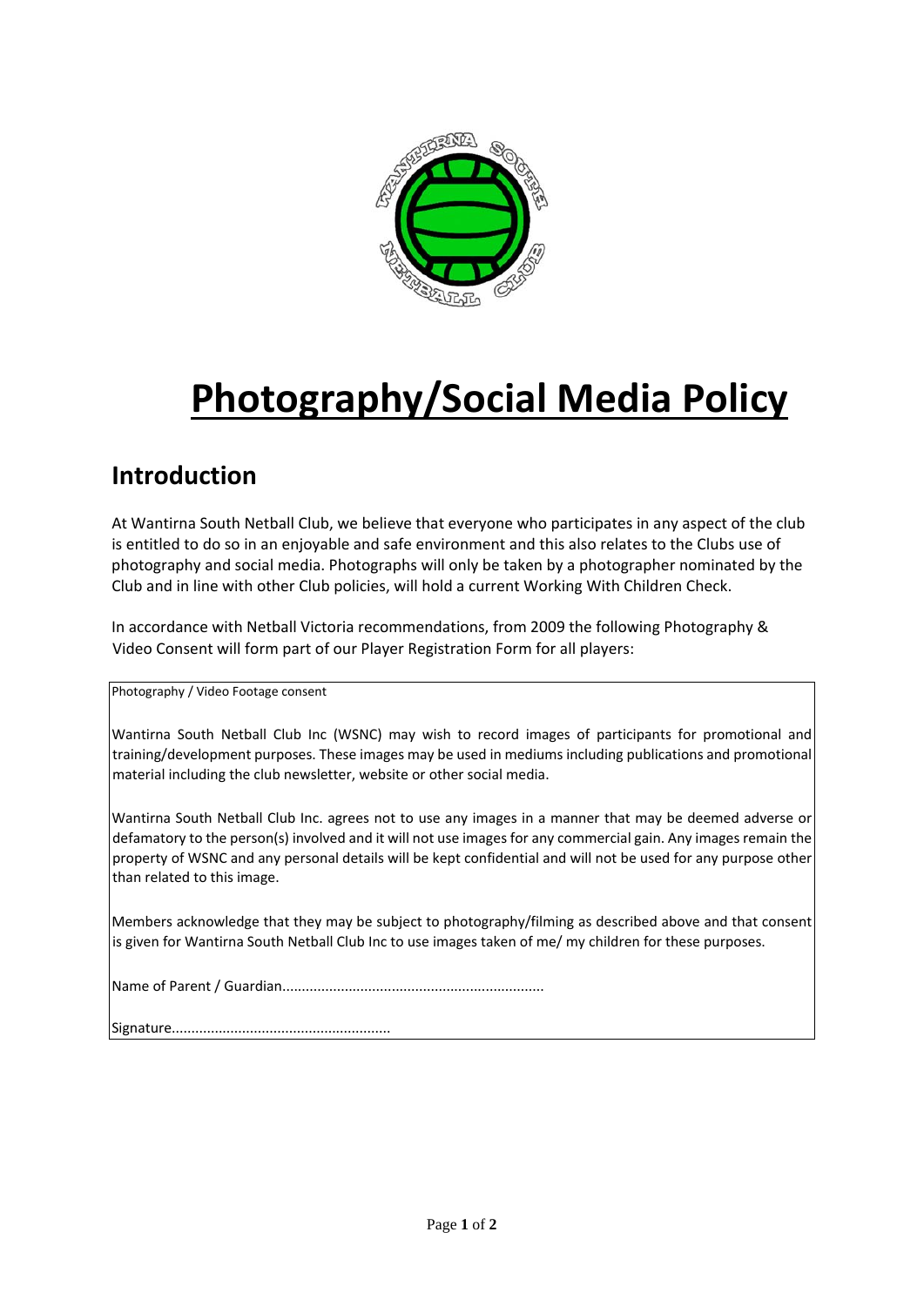# Photography/Social Media Policy

## Introduction

At Wantirna South Netball Club, we believe that everyone who participates in any aspect of the club is entitled to do so in an enjoyable and safe environment and this also relates to the Clubs use of photography and social media. Photographs will only be taken by a photographer nominated by the Club and in line with other Club policies, will hold a current Working With Children Check.

In accordance with Netball Victoria recommendations, from 2009 the following Photography & Video Consent will form part of our Player Registration Form for all players:

> Photography / Video Footage consent
>
> Wantirna South Netball Club Inc (WSNC) may wish to record images of participants for promotional and training/development purposes. These images may be used in mediums including publications and promotional material including the club newsletter, website or other social media.
>
> Wantirna South Netball Club Inc. agrees not to use any images in a manner that may be deemed adverse or defamatory to the person(s) involved and it will not use images for any commercial gain. Any images remain the property of WSNC and any personal details will be kept confidential and will not be used for any purpose other than related to this image.
>
> Members acknowledge that they may be subject to photography/filming as described above and that consent is given for Wantirna South Netball Club Inc to use images taken of me/ my children for these purposes.
>
> Name of Parent / Guardian..................................................................
>
> Signature.......................................................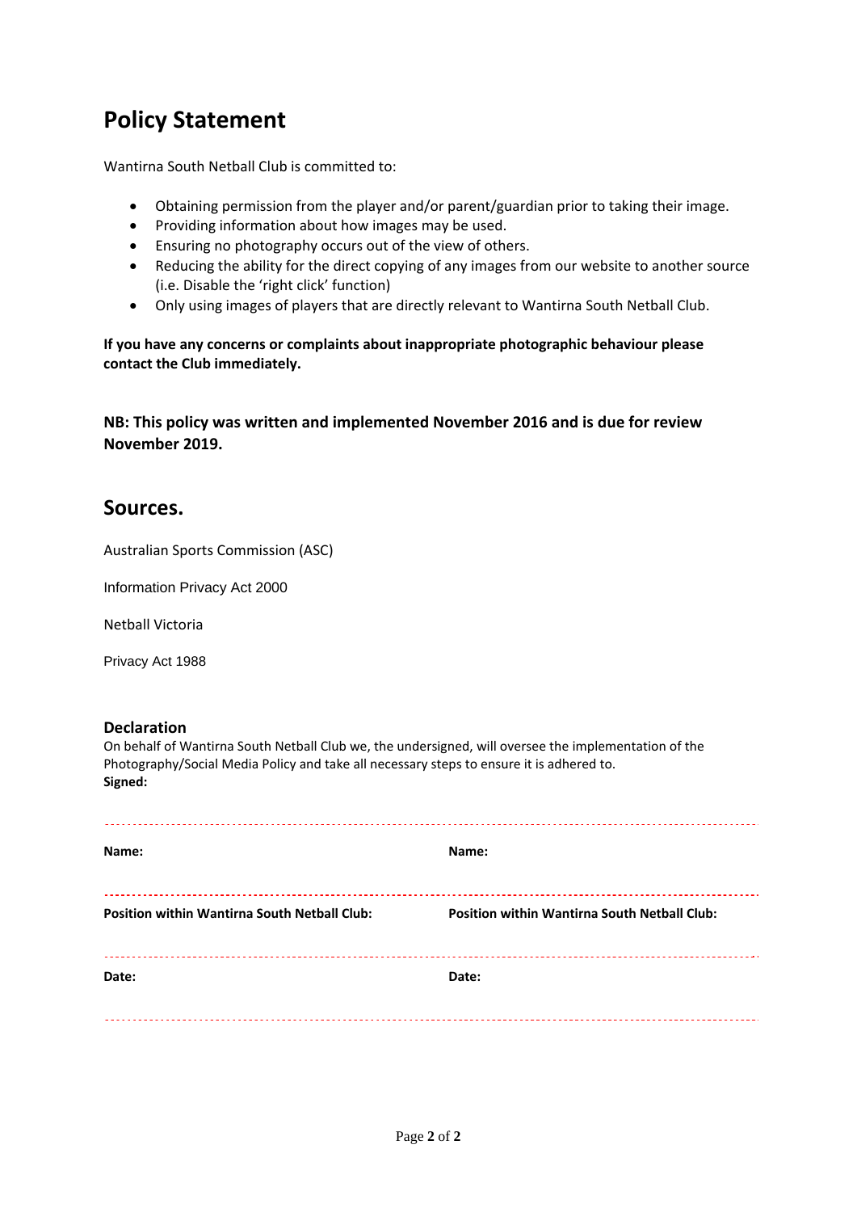# Policy Statement

Wantirna South Netball Club is committed to:

- Obtaining permission from the player and/or parent/guardian prior to taking their image.
- Providing information about how images may be used.
- Ensuring no photography occurs out of the view of others.
- Reducing the ability for the direct copying of any images from our website to another source (i.e. Disable the 'right click' function)
- Only using images of players that are directly relevant to Wantirna South Netball Club.

**If you have any concerns or complaints about inappropriate photographic behaviour please contact the Club immediately.**

**NB: This policy was written and implemented November 2016 and is due for review November 2019.**

## Sources.

Australian Sports Commission (ASC)

Information Privacy Act 2000

Netball Victoria

Privacy Act 1988

### Declaration

On behalf of Wantirna South Netball Club we, the undersigned, will oversee the implementation of the Photography/Social Media Policy and take all necessary steps to ensure it is adhered to.

**Signed:**

| | |
|---|---|
| **Name:** | **Name:** |
| **Position within Wantirna South Netball Club:** | **Position within Wantirna South Netball Club:** |
| **Date:** | **Date:** |